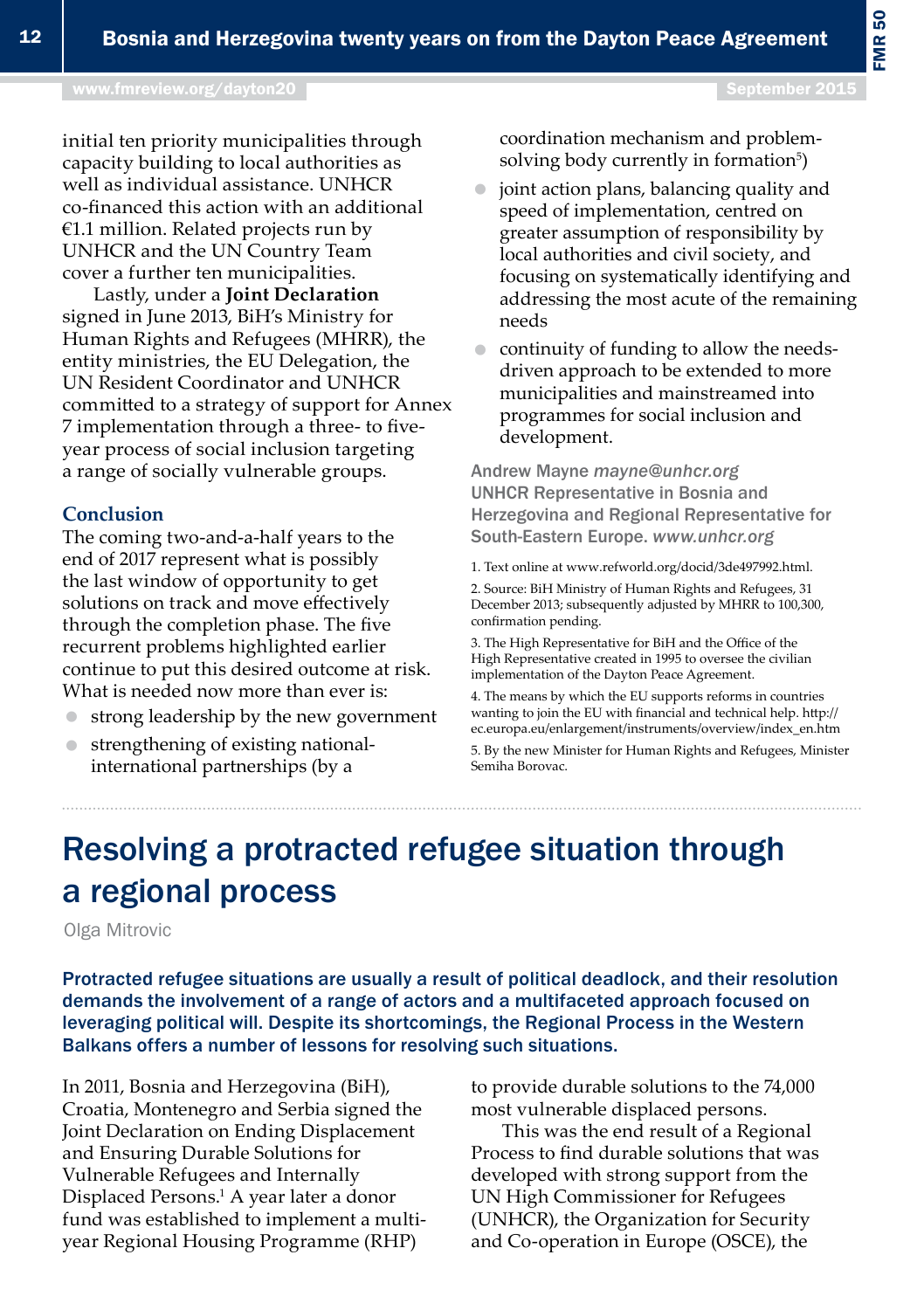initial ten priority municipalities through capacity building to local authorities as well as individual assistance. UNHCR co-financed this action with an additional €1.1 million. Related projects run by UNHCR and the UN Country Team cover a further ten municipalities.

Lastly, under a **Joint Declaration** signed in June 2013, BiH's Ministry for Human Rights and Refugees (MHRR), the entity ministries, the EU Delegation, the UN Resident Coordinator and UNHCR committed to a strategy of support for Annex 7 implementation through a three- to five-year process of social inclusion targeting a range of socially vulnerable groups.

## Conclusion

The coming two-and-a-half years to the end of 2017 represent what is possibly the last window of opportunity to get solutions on track and move effectively through the completion phase. The five recurrent problems highlighted earlier continue to put this desired outcome at risk. What is needed now more than ever is:

- strong leadership by the new government
- strengthening of existing national-international partnerships (by a coordination mechanism and problem-solving body currently in formation[5])
- joint action plans, balancing quality and speed of implementation, centred on greater assumption of responsibility by local authorities and civil society, and focusing on systematically identifying and addressing the most acute of the remaining needs
- continuity of funding to allow the needs-driven approach to be extended to more municipalities and mainstreamed into programmes for social inclusion and development.

Andrew Mayne *mayne@unhcr.org*
UNHCR Representative in Bosnia and Herzegovina and Regional Representative for South-Eastern Europe. *www.unhcr.org*

1. Text online at www.refworld.org/docid/3de497992.html.
2. Source: BiH Ministry of Human Rights and Refugees, 31 December 2013; subsequently adjusted by MHRR to 100,300, confirmation pending.
3. The High Representative for BiH and the Office of the High Representative created in 1995 to oversee the civilian implementation of the Dayton Peace Agreement.
4. The means by which the EU supports reforms in countries wanting to join the EU with financial and technical help. http://ec.europa.eu/enlargement/instruments/overview/index_en.htm
5. By the new Minister for Human Rights and Refugees, Minister Semiha Borovac.

# Resolving a protracted refugee situation through a regional process

Olga Mitrovic

**Protracted refugee situations are usually a result of political deadlock, and their resolution demands the involvement of a range of actors and a multifaceted approach focused on leveraging political will. Despite its shortcomings, the Regional Process in the Western Balkans offers a number of lessons for resolving such situations.**

In 2011, Bosnia and Herzegovina (BiH), Croatia, Montenegro and Serbia signed the Joint Declaration on Ending Displacement and Ensuring Durable Solutions for Vulnerable Refugees and Internally Displaced Persons.[1] A year later a donor fund was established to implement a multi-year Regional Housing Programme (RHP) to provide durable solutions to the 74,000 most vulnerable displaced persons.

This was the end result of a Regional Process to find durable solutions that was developed with strong support from the UN High Commissioner for Refugees (UNHCR), the Organization for Security and Co-operation in Europe (OSCE), the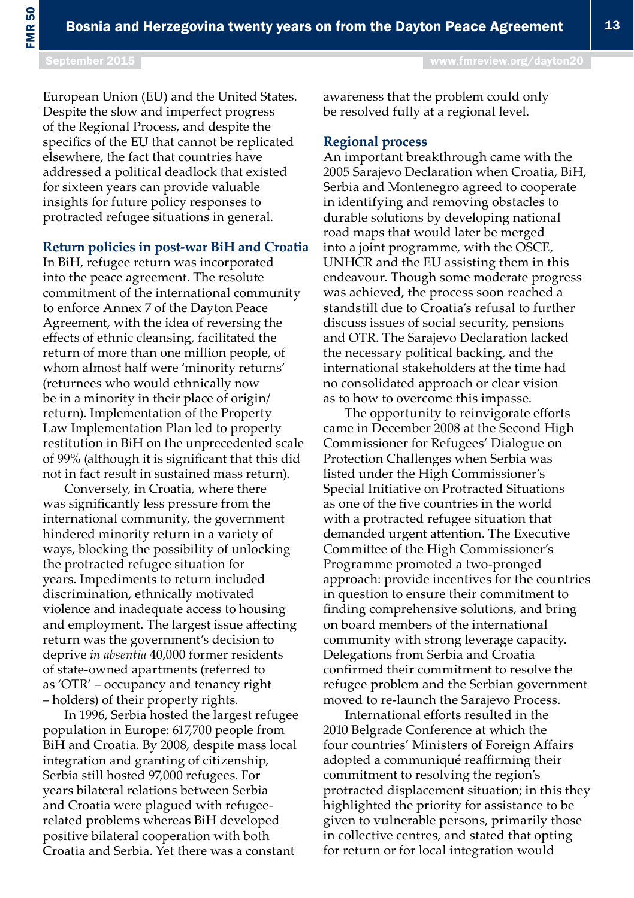European Union (EU) and the United States. Despite the slow and imperfect progress of the Regional Process, and despite the specifics of the EU that cannot be replicated elsewhere, the fact that countries have addressed a political deadlock that existed for sixteen years can provide valuable insights for future policy responses to protracted refugee situations in general.

### Return policies in post-war BiH and Croatia

In BiH, refugee return was incorporated into the peace agreement. The resolute commitment of the international community to enforce Annex 7 of the Dayton Peace Agreement, with the idea of reversing the effects of ethnic cleansing, facilitated the return of more than one million people, of whom almost half were 'minority returns' (returnees who would ethnically now be in a minority in their place of origin/return). Implementation of the Property Law Implementation Plan led to property restitution in BiH on the unprecedented scale of 99% (although it is significant that this did not in fact result in sustained mass return).

Conversely, in Croatia, where there was significantly less pressure from the international community, the government hindered minority return in a variety of ways, blocking the possibility of unlocking the protracted refugee situation for years. Impediments to return included discrimination, ethnically motivated violence and inadequate access to housing and employment. The largest issue affecting return was the government's decision to deprive *in absentia* 40,000 former residents of state-owned apartments (referred to as 'OTR' – occupancy and tenancy right – holders) of their property rights.

In 1996, Serbia hosted the largest refugee population in Europe: 617,700 people from BiH and Croatia. By 2008, despite mass local integration and granting of citizenship, Serbia still hosted 97,000 refugees. For years bilateral relations between Serbia and Croatia were plagued with refugee-related problems whereas BiH developed positive bilateral cooperation with both Croatia and Serbia. Yet there was a constant awareness that the problem could only be resolved fully at a regional level.

### Regional process

An important breakthrough came with the 2005 Sarajevo Declaration when Croatia, BiH, Serbia and Montenegro agreed to cooperate in identifying and removing obstacles to durable solutions by developing national road maps that would later be merged into a joint programme, with the OSCE, UNHCR and the EU assisting them in this endeavour. Though some moderate progress was achieved, the process soon reached a standstill due to Croatia's refusal to further discuss issues of social security, pensions and OTR. The Sarajevo Declaration lacked the necessary political backing, and the international stakeholders at the time had no consolidated approach or clear vision as to how to overcome this impasse.

The opportunity to reinvigorate efforts came in December 2008 at the Second High Commissioner for Refugees' Dialogue on Protection Challenges when Serbia was listed under the High Commissioner's Special Initiative on Protracted Situations as one of the five countries in the world with a protracted refugee situation that demanded urgent attention. The Executive Committee of the High Commissioner's Programme promoted a two-pronged approach: provide incentives for the countries in question to ensure their commitment to finding comprehensive solutions, and bring on board members of the international community with strong leverage capacity. Delegations from Serbia and Croatia confirmed their commitment to resolve the refugee problem and the Serbian government moved to re-launch the Sarajevo Process.

International efforts resulted in the 2010 Belgrade Conference at which the four countries' Ministers of Foreign Affairs adopted a communiqué reaffirming their commitment to resolving the region's protracted displacement situation; in this they highlighted the priority for assistance to be given to vulnerable persons, primarily those in collective centres, and stated that opting for return or for local integration would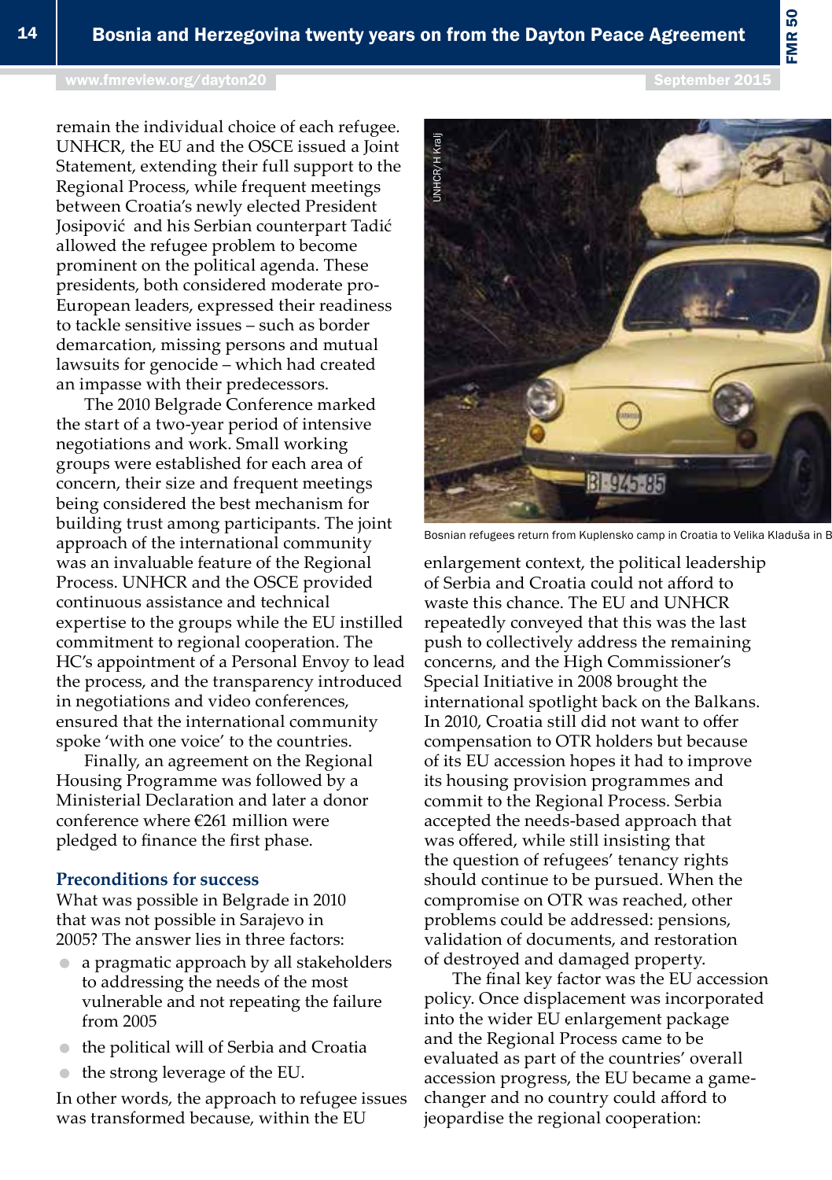remain the individual choice of each refugee. UNHCR, the EU and the OSCE issued a Joint Statement, extending their full support to the Regional Process, while frequent meetings between Croatia's newly elected President Josipović and his Serbian counterpart Tadić allowed the refugee problem to become prominent on the political agenda. These presidents, both considered moderate pro-European leaders, expressed their readiness to tackle sensitive issues – such as border demarcation, missing persons and mutual lawsuits for genocide – which had created an impasse with their predecessors.

The 2010 Belgrade Conference marked the start of a two-year period of intensive negotiations and work. Small working groups were established for each area of concern, their size and frequent meetings being considered the best mechanism for building trust among participants. The joint approach of the international community was an invaluable feature of the Regional Process. UNHCR and the OSCE provided continuous assistance and technical expertise to the groups while the EU instilled commitment to regional cooperation. The HC's appointment of a Personal Envoy to lead the process, and the transparency introduced in negotiations and video conferences, ensured that the international community spoke 'with one voice' to the countries.

Finally, an agreement on the Regional Housing Programme was followed by a Ministerial Declaration and later a donor conference where €261 million were pledged to finance the first phase.

### Preconditions for success

What was possible in Belgrade in 2010 that was not possible in Sarajevo in 2005? The answer lies in three factors:

- a pragmatic approach by all stakeholders to addressing the needs of the most vulnerable and not repeating the failure from 2005
- the political will of Serbia and Croatia
- the strong leverage of the EU.

In other words, the approach to refugee issues was transformed because, within the EU enlargement context, the political leadership of Serbia and Croatia could not afford to waste this chance. The EU and UNHCR repeatedly conveyed that this was the last push to collectively address the remaining concerns, and the High Commissioner's Special Initiative in 2008 brought the international spotlight back on the Balkans. In 2010, Croatia still did not want to offer compensation to OTR holders but because of its EU accession hopes it had to improve its housing provision programmes and commit to the Regional Process. Serbia accepted the needs-based approach that was offered, while still insisting that the question of refugees' tenancy rights should continue to be pursued. When the compromise on OTR was reached, other problems could be addressed: pensions, validation of documents, and restoration of destroyed and damaged property.

UNHCR/H Kralj

Bosnian refugees return from Kuplensko camp in Croatia to Velika Kladuša in B

The final key factor was the EU accession policy. Once displacement was incorporated into the wider EU enlargement package and the Regional Process came to be evaluated as part of the countries' overall accession progress, the EU became a game-changer and no country could afford to jeopardise the regional cooperation: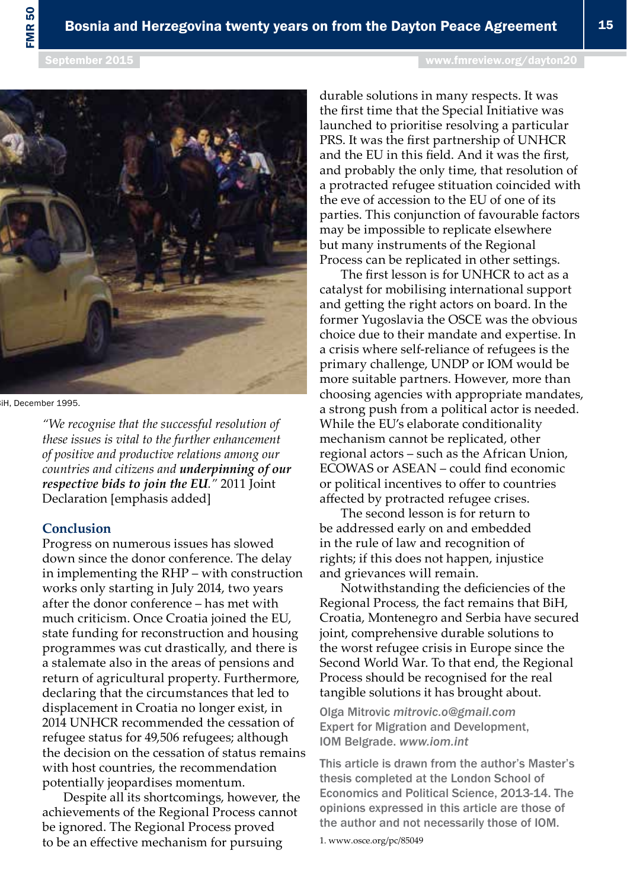iH, December 1995.

*"We recognise that the successful resolution of these issues is vital to the further enhancement of positive and productive relations among our countries and citizens and* ***underpinning of our respective bids to join the EU****."* 2011 Joint Declaration [emphasis added]

## Conclusion

Progress on numerous issues has slowed down since the donor conference. The delay in implementing the RHP – with construction works only starting in July 2014, two years after the donor conference – has met with much criticism. Once Croatia joined the EU, state funding for reconstruction and housing programmes was cut drastically, and there is a stalemate also in the areas of pensions and return of agricultural property. Furthermore, declaring that the circumstances that led to displacement in Croatia no longer exist, in 2014 UNHCR recommended the cessation of refugee status for 49,506 refugees; although the decision on the cessation of status remains with host countries, the recommendation potentially jeopardises momentum.

Despite all its shortcomings, however, the achievements of the Regional Process cannot be ignored. The Regional Process proved to be an effective mechanism for pursuing durable solutions in many respects. It was the first time that the Special Initiative was launched to prioritise resolving a particular PRS. It was the first partnership of UNHCR and the EU in this field. And it was the first, and probably the only time, that resolution of a protracted refugee situation coincided with the eve of accession to the EU of one of its parties. This conjunction of favourable factors may be impossible to replicate elsewhere but many instruments of the Regional Process can be replicated in other settings.

The first lesson is for UNHCR to act as a catalyst for mobilising international support and getting the right actors on board. In the former Yugoslavia the OSCE was the obvious choice due to their mandate and expertise. In a crisis where self-reliance of refugees is the primary challenge, UNDP or IOM would be more suitable partners. However, more than choosing agencies with appropriate mandates, a strong push from a political actor is needed. While the EU's elaborate conditionality mechanism cannot be replicated, other regional actors – such as the African Union, ECOWAS or ASEAN – could find economic or political incentives to offer to countries affected by protracted refugee crises.

The second lesson is for return to be addressed early on and embedded in the rule of law and recognition of rights; if this does not happen, injustice and grievances will remain.

Notwithstanding the deficiencies of the Regional Process, the fact remains that BiH, Croatia, Montenegro and Serbia have secured joint, comprehensive durable solutions to the worst refugee crisis in Europe since the Second World War. To that end, the Regional Process should be recognised for the real tangible solutions it has brought about.

Olga Mitrovic *mitrovic.o@gmail.com*
Expert for Migration and Development, IOM Belgrade. *www.iom.int*

This article is drawn from the author's Master's thesis completed at the London School of Economics and Political Science, 2013-14. The opinions expressed in this article are those of the author and not necessarily those of IOM.

1. www.osce.org/pc/85049